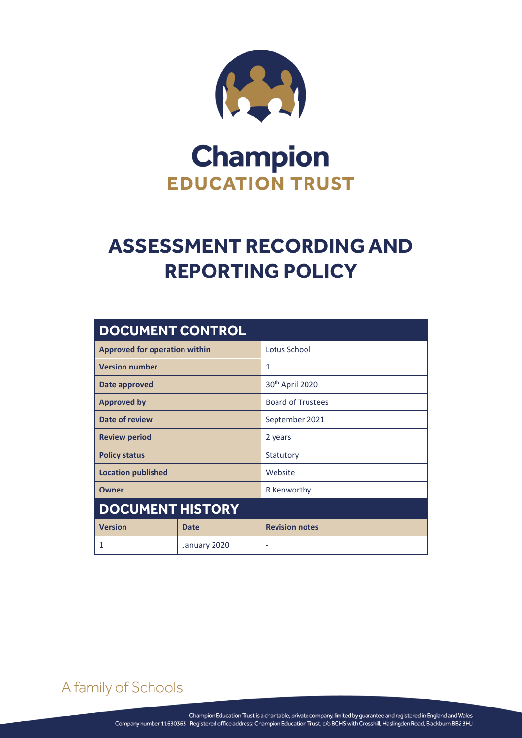# Champion
## EDUCATION TRUST

# ASSESSMENT RECORDING AND REPORTING POLICY

| DOCUMENT CONTROL | | |
|---|---|---|
| **Approved for operation within** | | Lotus School |
| **Version number** | | 1 |
| **Date approved** | | 30th April 2020 |
| **Approved by** | | Board of Trustees |
| **Date of review** | | September 2021 |
| **Review period** | | 2 years |
| **Policy status** | | Statutory |
| **Location published** | | Website |
| **Owner** | | R Kenworthy |
| **DOCUMENT HISTORY** | | |
| **Version** | **Date** | **Revision notes** |
| 1 | January 2020 | - |

A family of Schools

Champion Education Trust is a charitable, private company, limited by guarantee and registered in England and Wales
Company number 11630363 Registered office address: Champion Education Trust, c/o BCHS with Crosshill, Haslingden Road, Blackburn BB2 3HJ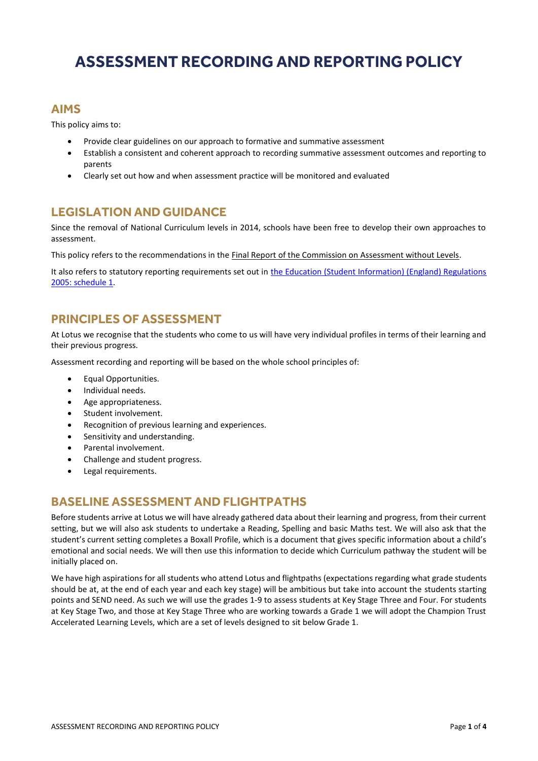# ASSESSMENT RECORDING AND REPORTING POLICY

## AIMS

This policy aims to:

- Provide clear guidelines on our approach to formative and summative assessment
- Establish a consistent and coherent approach to recording summative assessment outcomes and reporting to parents
- Clearly set out how and when assessment practice will be monitored and evaluated

## LEGISLATION AND GUIDANCE

Since the removal of National Curriculum levels in 2014, schools have been free to develop their own approaches to assessment.

This policy refers to the recommendations in the Final Report of the Commission on Assessment without Levels.

It also refers to statutory reporting requirements set out in the Education (Student Information) (England) Regulations 2005: schedule 1.

## PRINCIPLES OF ASSESSMENT

At Lotus we recognise that the students who come to us will have very individual profiles in terms of their learning and their previous progress.

Assessment recording and reporting will be based on the whole school principles of:

- Equal Opportunities.
- Individual needs.
- Age appropriateness.
- Student involvement.
- Recognition of previous learning and experiences.
- Sensitivity and understanding.
- Parental involvement.
- Challenge and student progress.
- Legal requirements.

## BASELINE ASSESSMENT AND FLIGHTPATHS

Before students arrive at Lotus we will have already gathered data about their learning and progress, from their current setting, but we will also ask students to undertake a Reading, Spelling and basic Maths test. We will also ask that the student's current setting completes a Boxall Profile, which is a document that gives specific information about a child's emotional and social needs. We will then use this information to decide which Curriculum pathway the student will be initially placed on.

We have high aspirations for all students who attend Lotus and flightpaths (expectations regarding what grade students should be at, at the end of each year and each key stage) will be ambitious but take into account the students starting points and SEND need. As such we will use the grades 1-9 to assess students at Key Stage Three and Four. For students at Key Stage Two, and those at Key Stage Three who are working towards a Grade 1 we will adopt the Champion Trust Accelerated Learning Levels, which are a set of levels designed to sit below Grade 1.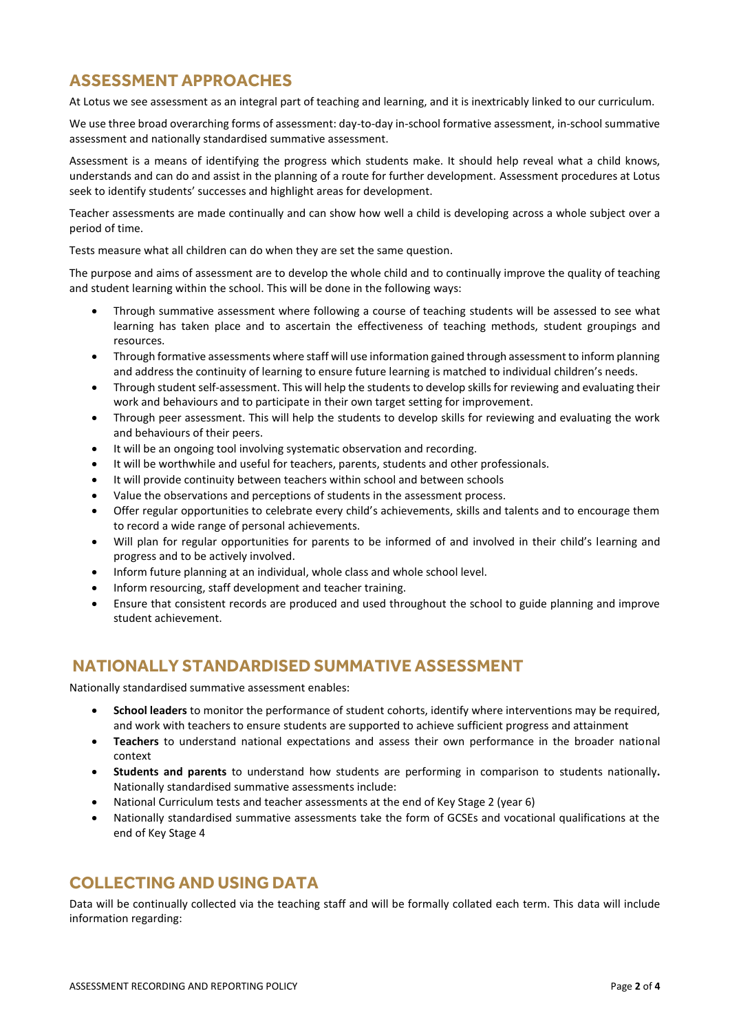## ASSESSMENT APPROACHES

At Lotus we see assessment as an integral part of teaching and learning, and it is inextricably linked to our curriculum.

We use three broad overarching forms of assessment: day-to-day in-school formative assessment, in-school summative assessment and nationally standardised summative assessment.

Assessment is a means of identifying the progress which students make. It should help reveal what a child knows, understands and can do and assist in the planning of a route for further development. Assessment procedures at Lotus seek to identify students' successes and highlight areas for development.

Teacher assessments are made continually and can show how well a child is developing across a whole subject over a period of time.

Tests measure what all children can do when they are set the same question.

The purpose and aims of assessment are to develop the whole child and to continually improve the quality of teaching and student learning within the school. This will be done in the following ways:

- Through summative assessment where following a course of teaching students will be assessed to see what learning has taken place and to ascertain the effectiveness of teaching methods, student groupings and resources.
- Through formative assessments where staff will use information gained through assessment to inform planning and address the continuity of learning to ensure future learning is matched to individual children's needs.
- Through student self-assessment. This will help the students to develop skills for reviewing and evaluating their work and behaviours and to participate in their own target setting for improvement.
- Through peer assessment. This will help the students to develop skills for reviewing and evaluating the work and behaviours of their peers.
- It will be an ongoing tool involving systematic observation and recording.
- It will be worthwhile and useful for teachers, parents, students and other professionals.
- It will provide continuity between teachers within school and between schools
- Value the observations and perceptions of students in the assessment process.
- Offer regular opportunities to celebrate every child's achievements, skills and talents and to encourage them to record a wide range of personal achievements.
- Will plan for regular opportunities for parents to be informed of and involved in their child's learning and progress and to be actively involved.
- Inform future planning at an individual, whole class and whole school level.
- Inform resourcing, staff development and teacher training.
- Ensure that consistent records are produced and used throughout the school to guide planning and improve student achievement.

## NATIONALLY STANDARDISED SUMMATIVE ASSESSMENT

Nationally standardised summative assessment enables:

- **School leaders** to monitor the performance of student cohorts, identify where interventions may be required, and work with teachers to ensure students are supported to achieve sufficient progress and attainment
- **Teachers** to understand national expectations and assess their own performance in the broader national context
- **Students and parents** to understand how students are performing in comparison to students nationally**.** Nationally standardised summative assessments include:
- National Curriculum tests and teacher assessments at the end of Key Stage 2 (year 6)
- Nationally standardised summative assessments take the form of GCSEs and vocational qualifications at the end of Key Stage 4

## COLLECTING AND USING DATA

Data will be continually collected via the teaching staff and will be formally collated each term. This data will include information regarding: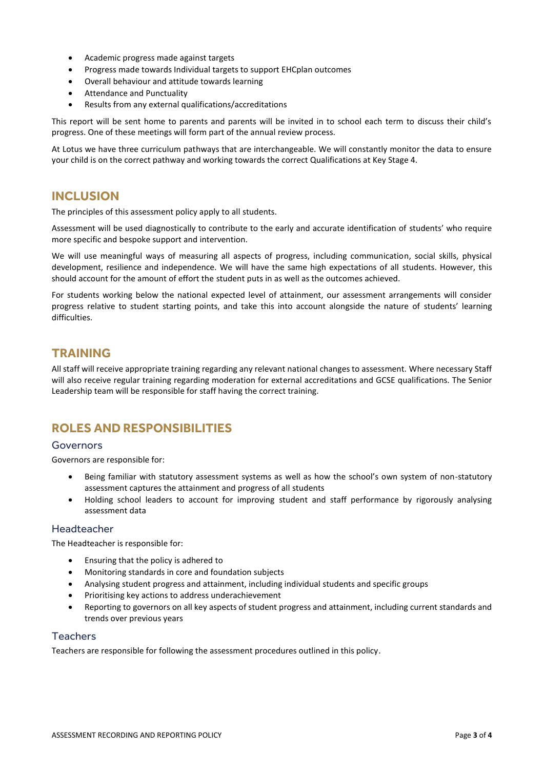- Academic progress made against targets
- Progress made towards Individual targets to support EHCplan outcomes
- Overall behaviour and attitude towards learning
- Attendance and Punctuality
- Results from any external qualifications/accreditations

This report will be sent home to parents and parents will be invited in to school each term to discuss their child's progress. One of these meetings will form part of the annual review process.

At Lotus we have three curriculum pathways that are interchangeable. We will constantly monitor the data to ensure your child is on the correct pathway and working towards the correct Qualifications at Key Stage 4.

## INCLUSION

The principles of this assessment policy apply to all students.

Assessment will be used diagnostically to contribute to the early and accurate identification of students' who require more specific and bespoke support and intervention.

We will use meaningful ways of measuring all aspects of progress, including communication, social skills, physical development, resilience and independence. We will have the same high expectations of all students. However, this should account for the amount of effort the student puts in as well as the outcomes achieved.

For students working below the national expected level of attainment, our assessment arrangements will consider progress relative to student starting points, and take this into account alongside the nature of students' learning difficulties.

## TRAINING

All staff will receive appropriate training regarding any relevant national changes to assessment. Where necessary Staff will also receive regular training regarding moderation for external accreditations and GCSE qualifications. The Senior Leadership team will be responsible for staff having the correct training.

## ROLES AND RESPONSIBILITIES

### Governors

Governors are responsible for:

- Being familiar with statutory assessment systems as well as how the school's own system of non-statutory assessment captures the attainment and progress of all students
- Holding school leaders to account for improving student and staff performance by rigorously analysing assessment data

### Headteacher

The Headteacher is responsible for:

- Ensuring that the policy is adhered to
- Monitoring standards in core and foundation subjects
- Analysing student progress and attainment, including individual students and specific groups
- Prioritising key actions to address underachievement
- Reporting to governors on all key aspects of student progress and attainment, including current standards and trends over previous years

### Teachers

Teachers are responsible for following the assessment procedures outlined in this policy.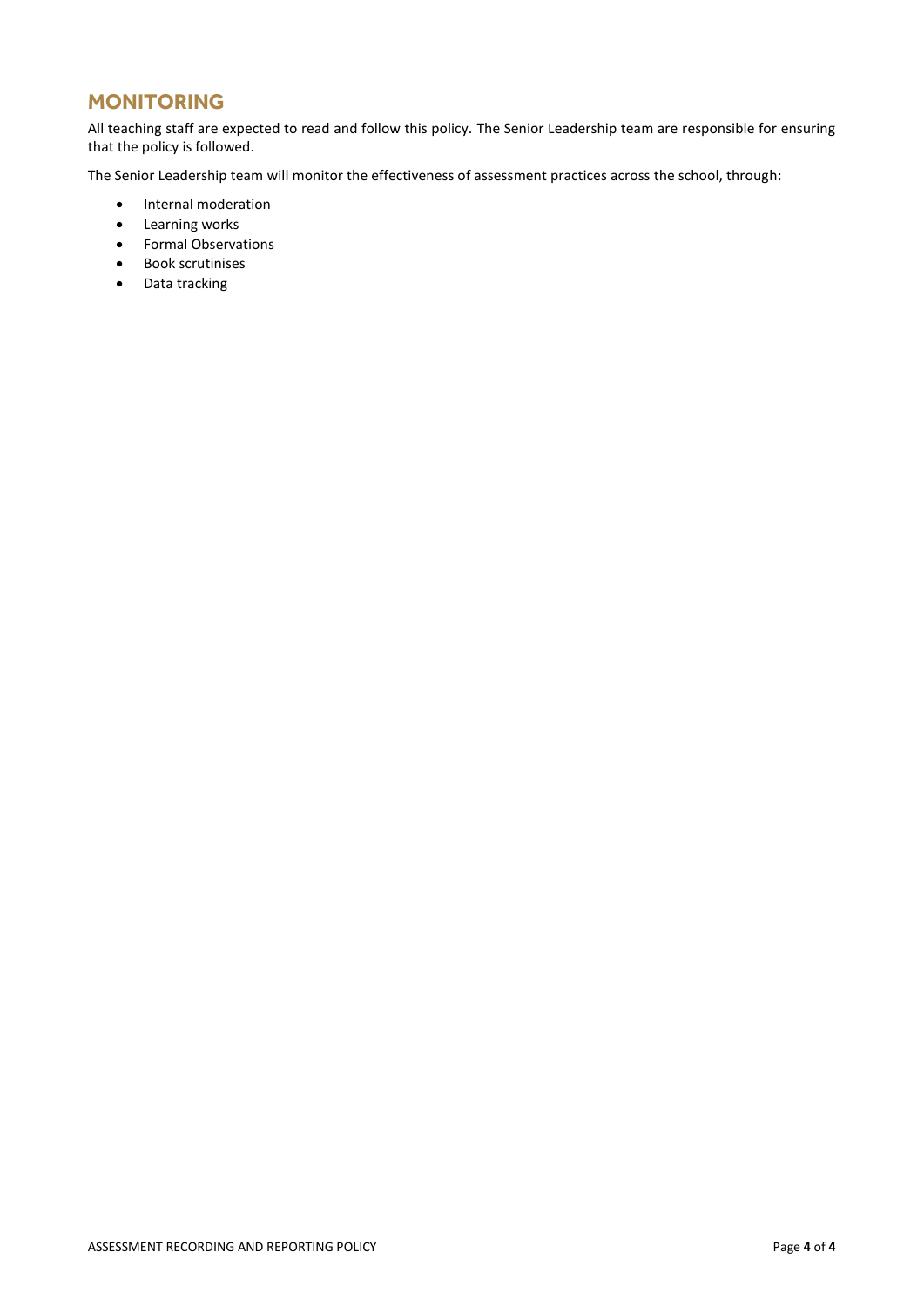## MONITORING

All teaching staff are expected to read and follow this policy. The Senior Leadership team are responsible for ensuring that the policy is followed.

The Senior Leadership team will monitor the effectiveness of assessment practices across the school, through:

- Internal moderation
- Learning works
- Formal Observations
- Book scrutinises
- Data tracking